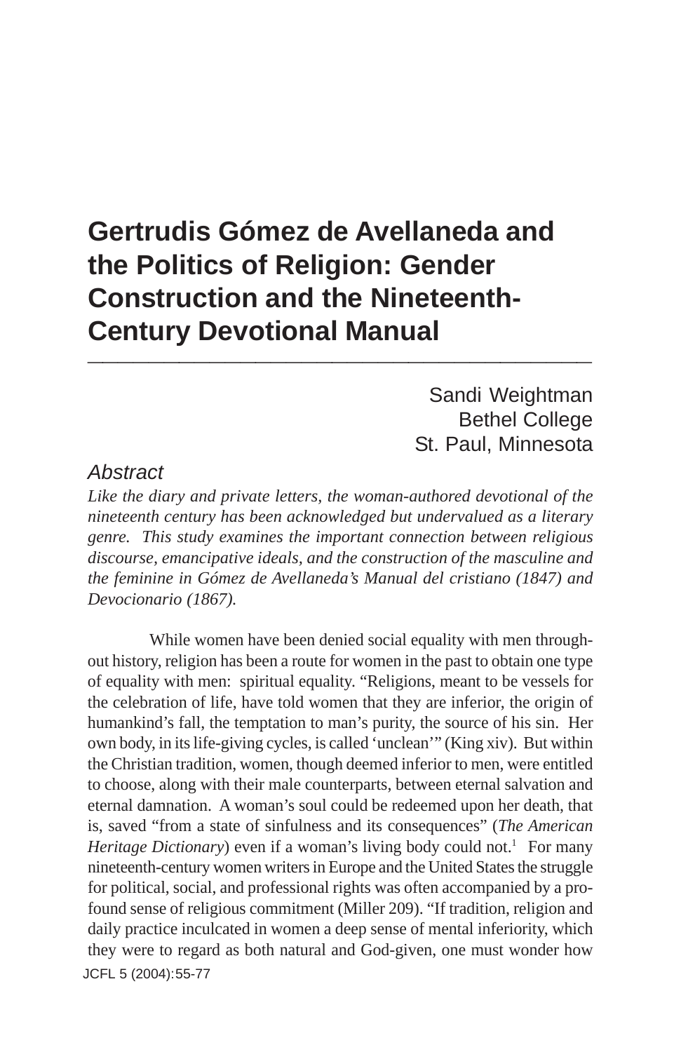# Gertrudis Gómez de Avellaneda and the Politics of Religion: Gender Construction and the Nineteenth-Century Devotional Manual

Sandi Weightman
Bethel College
St. Paul, Minnesota

## Abstract

*Like the diary and private letters, the woman-authored devotional of the nineteenth century has been acknowledged but undervalued as a literary genre. This study examines the important connection between religious discourse, emancipative ideals, and the construction of the masculine and the feminine in Gómez de Avellaneda's Manual del cristiano (1847) and Devocionario (1867).*

While women have been denied social equality with men throughout history, religion has been a route for women in the past to obtain one type of equality with men: spiritual equality. "Religions, meant to be vessels for the celebration of life, have told women that they are inferior, the origin of humankind's fall, the temptation to man's purity, the source of his sin. Her own body, in its life-giving cycles, is called 'unclean'" (King xiv). But within the Christian tradition, women, though deemed inferior to men, were entitled to choose, along with their male counterparts, between eternal salvation and eternal damnation. A woman's soul could be redeemed upon her death, that is, saved "from a state of sinfulness and its consequences" (*The American Heritage Dictionary*) even if a woman's living body could not.[1] For many nineteenth-century women writers in Europe and the United States the struggle for political, social, and professional rights was often accompanied by a profound sense of religious commitment (Miller 209). "If tradition, religion and daily practice inculcated in women a deep sense of mental inferiority, which they were to regard as both natural and God-given, one must wonder how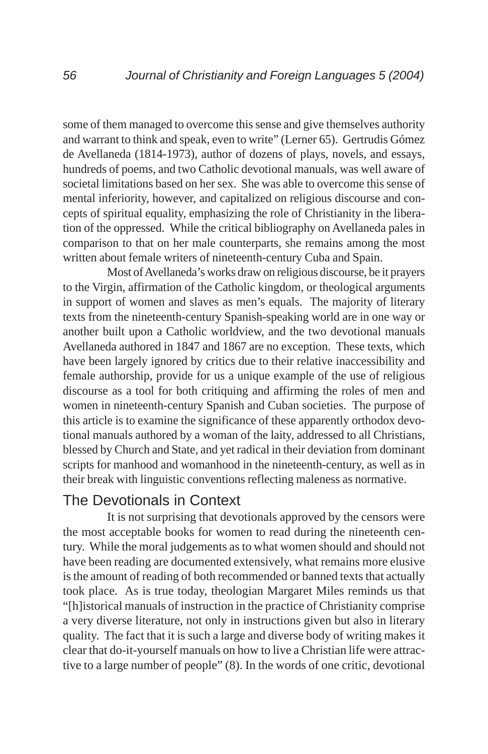some of them managed to overcome this sense and give themselves authority and warrant to think and speak, even to write" (Lerner 65). Gertrudis Gómez de Avellaneda (1814-1973), author of dozens of plays, novels, and essays, hundreds of poems, and two Catholic devotional manuals, was well aware of societal limitations based on her sex. She was able to overcome this sense of mental inferiority, however, and capitalized on religious discourse and concepts of spiritual equality, emphasizing the role of Christianity in the liberation of the oppressed. While the critical bibliography on Avellaneda pales in comparison to that on her male counterparts, she remains among the most written about female writers of nineteenth-century Cuba and Spain.

Most of Avellaneda's works draw on religious discourse, be it prayers to the Virgin, affirmation of the Catholic kingdom, or theological arguments in support of women and slaves as men's equals. The majority of literary texts from the nineteenth-century Spanish-speaking world are in one way or another built upon a Catholic worldview, and the two devotional manuals Avellaneda authored in 1847 and 1867 are no exception. These texts, which have been largely ignored by critics due to their relative inaccessibility and female authorship, provide for us a unique example of the use of religious discourse as a tool for both critiquing and affirming the roles of men and women in nineteenth-century Spanish and Cuban societies. The purpose of this article is to examine the significance of these apparently orthodox devotional manuals authored by a woman of the laity, addressed to all Christians, blessed by Church and State, and yet radical in their deviation from dominant scripts for manhood and womanhood in the nineteenth-century, as well as in their break with linguistic conventions reflecting maleness as normative.

## The Devotionals in Context

It is not surprising that devotionals approved by the censors were the most acceptable books for women to read during the nineteenth century. While the moral judgements as to what women should and should not have been reading are documented extensively, what remains more elusive is the amount of reading of both recommended or banned texts that actually took place. As is true today, theologian Margaret Miles reminds us that "[h]istorical manuals of instruction in the practice of Christianity comprise a very diverse literature, not only in instructions given but also in literary quality. The fact that it is such a large and diverse body of writing makes it clear that do-it-yourself manuals on how to live a Christian life were attractive to a large number of people" (8). In the words of one critic, devotional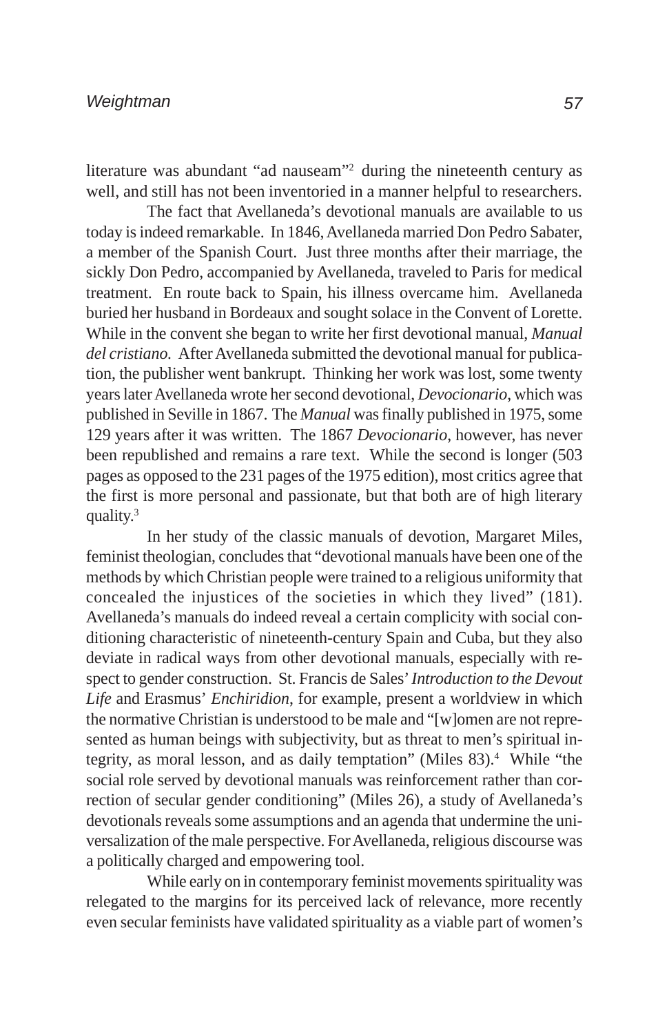literature was abundant "ad nauseam"[2] during the nineteenth century as well, and still has not been inventoried in a manner helpful to researchers.

The fact that Avellaneda's devotional manuals are available to us today is indeed remarkable. In 1846, Avellaneda married Don Pedro Sabater, a member of the Spanish Court. Just three months after their marriage, the sickly Don Pedro, accompanied by Avellaneda, traveled to Paris for medical treatment. En route back to Spain, his illness overcame him. Avellaneda buried her husband in Bordeaux and sought solace in the Convent of Lorette. While in the convent she began to write her first devotional manual, *Manual del cristiano.* After Avellaneda submitted the devotional manual for publication, the publisher went bankrupt. Thinking her work was lost, some twenty years later Avellaneda wrote her second devotional, *Devocionario*, which was published in Seville in 1867. The *Manual* was finally published in 1975, some 129 years after it was written. The 1867 *Devocionario*, however, has never been republished and remains a rare text. While the second is longer (503 pages as opposed to the 231 pages of the 1975 edition), most critics agree that the first is more personal and passionate, but that both are of high literary quality.[3]

In her study of the classic manuals of devotion, Margaret Miles, feminist theologian, concludes that "devotional manuals have been one of the methods by which Christian people were trained to a religious uniformity that concealed the injustices of the societies in which they lived" (181). Avellaneda's manuals do indeed reveal a certain complicity with social conditioning characteristic of nineteenth-century Spain and Cuba, but they also deviate in radical ways from other devotional manuals, especially with respect to gender construction. St. Francis de Sales' *Introduction to the Devout Life* and Erasmus' *Enchiridion*, for example, present a worldview in which the normative Christian is understood to be male and "[w]omen are not represented as human beings with subjectivity, but as threat to men's spiritual integrity, as moral lesson, and as daily temptation" (Miles 83).[4] While "the social role served by devotional manuals was reinforcement rather than correction of secular gender conditioning" (Miles 26), a study of Avellaneda's devotionals reveals some assumptions and an agenda that undermine the universalization of the male perspective. For Avellaneda, religious discourse was a politically charged and empowering tool.

While early on in contemporary feminist movements spirituality was relegated to the margins for its perceived lack of relevance, more recently even secular feminists have validated spirituality as a viable part of women's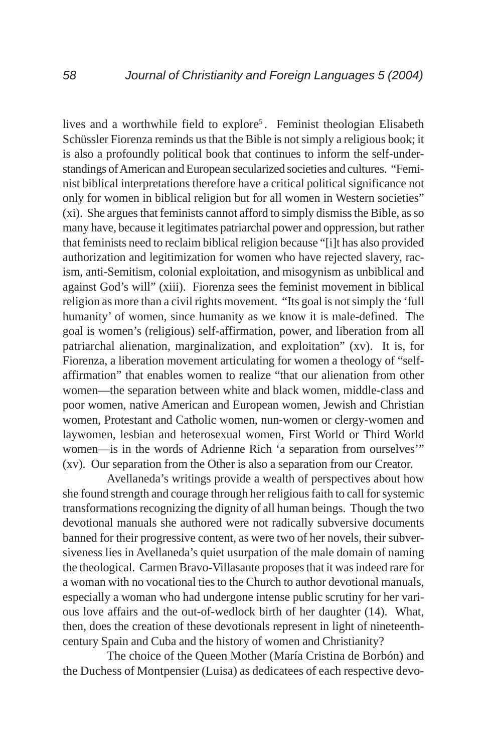lives and a worthwhile field to explore[5]. Feminist theologian Elisabeth Schüssler Fiorenza reminds us that the Bible is not simply a religious book; it is also a profoundly political book that continues to inform the self-understandings of American and European secularized societies and cultures. "Feminist biblical interpretations therefore have a critical political significance not only for women in biblical religion but for all women in Western societies" (xi). She argues that feminists cannot afford to simply dismiss the Bible, as so many have, because it legitimates patriarchal power and oppression, but rather that feminists need to reclaim biblical religion because "[i]t has also provided authorization and legitimization for women who have rejected slavery, racism, anti-Semitism, colonial exploitation, and misogynism as unbiblical and against God's will" (xiii). Fiorenza sees the feminist movement in biblical religion as more than a civil rights movement. "Its goal is not simply the 'full humanity' of women, since humanity as we know it is male-defined. The goal is women's (religious) self-affirmation, power, and liberation from all patriarchal alienation, marginalization, and exploitation" (xv). It is, for Fiorenza, a liberation movement articulating for women a theology of "self-affirmation" that enables women to realize "that our alienation from other women—the separation between white and black women, middle-class and poor women, native American and European women, Jewish and Christian women, Protestant and Catholic women, nun-women or clergy-women and laywomen, lesbian and heterosexual women, First World or Third World women—is in the words of Adrienne Rich 'a separation from ourselves'" (xv). Our separation from the Other is also a separation from our Creator.

Avellaneda's writings provide a wealth of perspectives about how she found strength and courage through her religious faith to call for systemic transformations recognizing the dignity of all human beings. Though the two devotional manuals she authored were not radically subversive documents banned for their progressive content, as were two of her novels, their subversiveness lies in Avellaneda's quiet usurpation of the male domain of naming the theological. Carmen Bravo-Villasante proposes that it was indeed rare for a woman with no vocational ties to the Church to author devotional manuals, especially a woman who had undergone intense public scrutiny for her various love affairs and the out-of-wedlock birth of her daughter (14). What, then, does the creation of these devotionals represent in light of nineteenth-century Spain and Cuba and the history of women and Christianity?

The choice of the Queen Mother (María Cristina de Borbón) and the Duchess of Montpensier (Luisa) as dedicatees of each respective devo-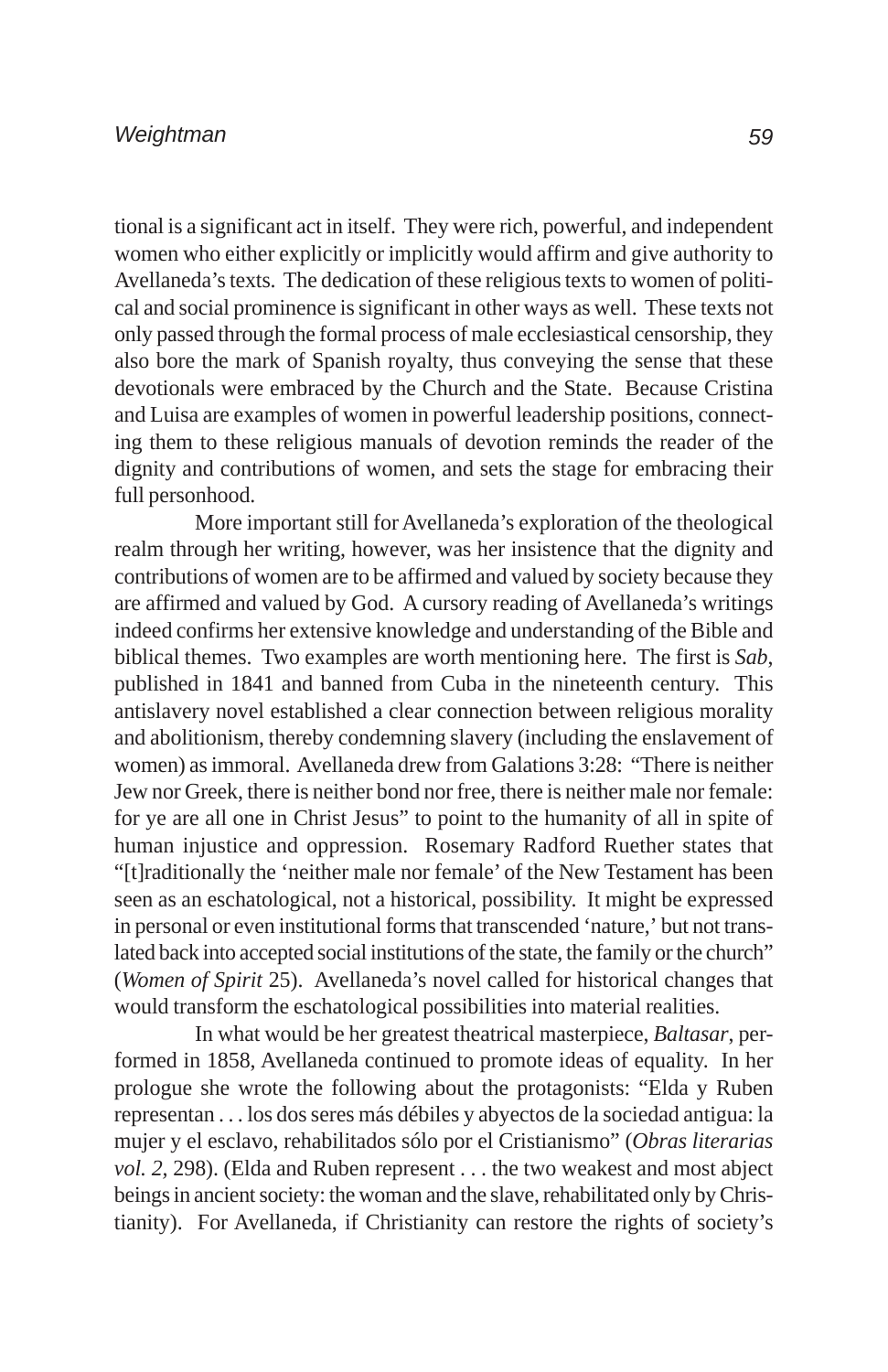tional is a significant act in itself. They were rich, powerful, and independent women who either explicitly or implicitly would affirm and give authority to Avellaneda's texts. The dedication of these religious texts to women of political and social prominence is significant in other ways as well. These texts not only passed through the formal process of male ecclesiastical censorship, they also bore the mark of Spanish royalty, thus conveying the sense that these devotionals were embraced by the Church and the State. Because Cristina and Luisa are examples of women in powerful leadership positions, connecting them to these religious manuals of devotion reminds the reader of the dignity and contributions of women, and sets the stage for embracing their full personhood.

More important still for Avellaneda's exploration of the theological realm through her writing, however, was her insistence that the dignity and contributions of women are to be affirmed and valued by society because they are affirmed and valued by God. A cursory reading of Avellaneda's writings indeed confirms her extensive knowledge and understanding of the Bible and biblical themes. Two examples are worth mentioning here. The first is *Sab*, published in 1841 and banned from Cuba in the nineteenth century. This antislavery novel established a clear connection between religious morality and abolitionism, thereby condemning slavery (including the enslavement of women) as immoral. Avellaneda drew from Galations 3:28: "There is neither Jew nor Greek, there is neither bond nor free, there is neither male nor female: for ye are all one in Christ Jesus" to point to the humanity of all in spite of human injustice and oppression. Rosemary Radford Ruether states that "[t]raditionally the 'neither male nor female' of the New Testament has been seen as an eschatological, not a historical, possibility. It might be expressed in personal or even institutional forms that transcended 'nature,' but not translated back into accepted social institutions of the state, the family or the church" (*Women of Spirit* 25). Avellaneda's novel called for historical changes that would transform the eschatological possibilities into material realities.

In what would be her greatest theatrical masterpiece, *Baltasar*, performed in 1858, Avellaneda continued to promote ideas of equality. In her prologue she wrote the following about the protagonists: "Elda y Ruben representan . . . los dos seres más débiles y abyectos de la sociedad antigua: la mujer y el esclavo, rehabilitados sólo por el Cristianismo" (*Obras literarias vol. 2*, 298). (Elda and Ruben represent . . . the two weakest and most abject beings in ancient society: the woman and the slave, rehabilitated only by Christianity). For Avellaneda, if Christianity can restore the rights of society's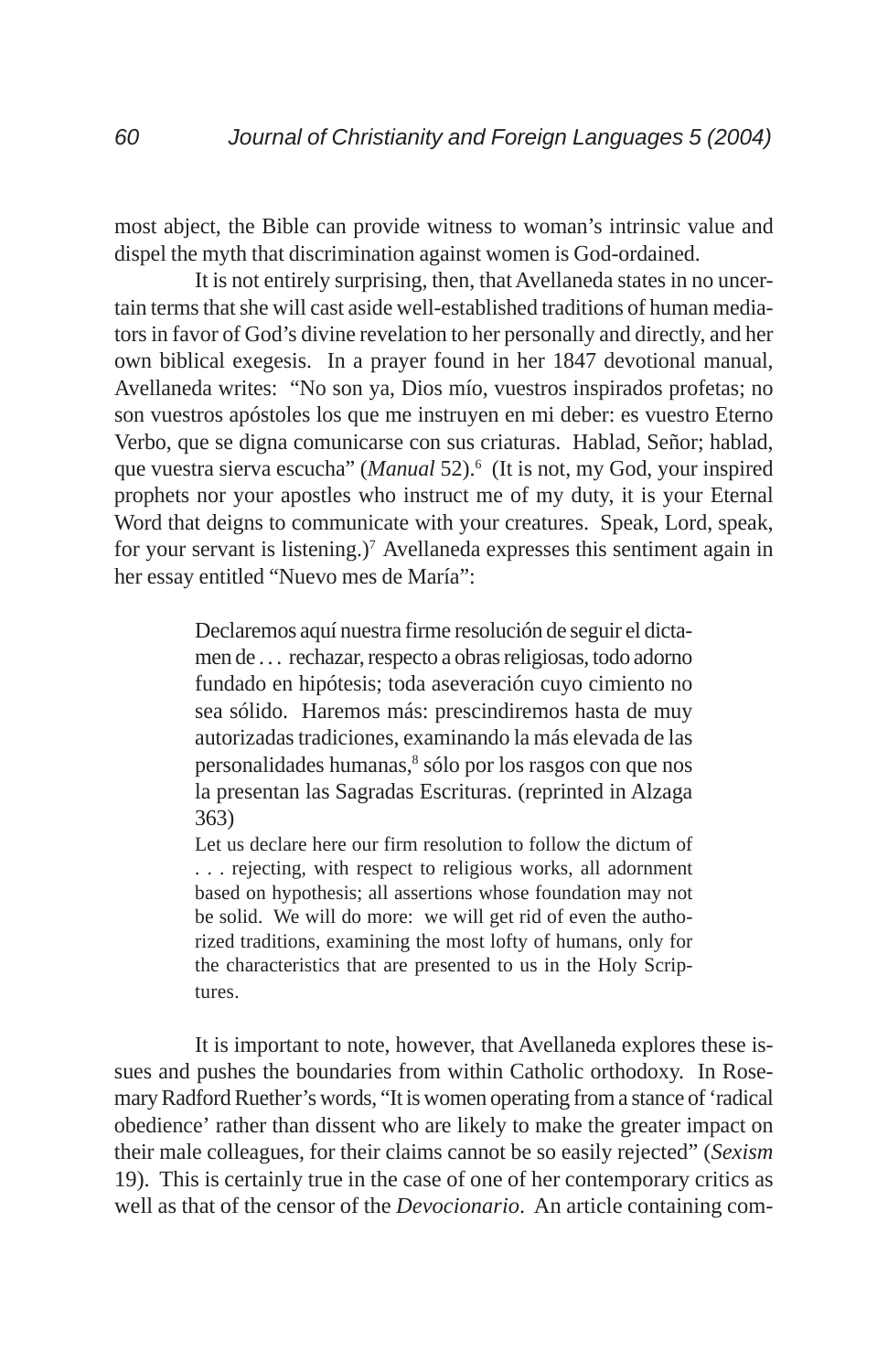most abject, the Bible can provide witness to woman's intrinsic value and dispel the myth that discrimination against women is God-ordained.

It is not entirely surprising, then, that Avellaneda states in no uncertain terms that she will cast aside well-established traditions of human mediators in favor of God's divine revelation to her personally and directly, and her own biblical exegesis. In a prayer found in her 1847 devotional manual, Avellaneda writes: "No son ya, Dios mío, vuestros inspirados profetas; no son vuestros apóstoles los que me instruyen en mi deber: es vuestro Eterno Verbo, que se digna comunicarse con sus criaturas. Hablad, Señor; hablad, que vuestra sierva escucha" (*Manual* 52).[6] (It is not, my God, your inspired prophets nor your apostles who instruct me of my duty, it is your Eternal Word that deigns to communicate with your creatures. Speak, Lord, speak, for your servant is listening.)[7] Avellaneda expresses this sentiment again in her essay entitled "Nuevo mes de María":

> Declaremos aquí nuestra firme resolución de seguir el dictamen de . . . rechazar, respecto a obras religiosas, todo adorno fundado en hipótesis; toda aseveración cuyo cimiento no sea sólido. Haremos más: prescindiremos hasta de muy autorizadas tradiciones, examinando la más elevada de las personalidades humanas,[8] sólo por los rasgos con que nos la presentan las Sagradas Escrituras. (reprinted in Alzaga 363)
>
> Let us declare here our firm resolution to follow the dictum of . . . rejecting, with respect to religious works, all adornment based on hypothesis; all assertions whose foundation may not be solid. We will do more: we will get rid of even the authorized traditions, examining the most lofty of humans, only for the characteristics that are presented to us in the Holy Scriptures.

It is important to note, however, that Avellaneda explores these issues and pushes the boundaries from within Catholic orthodoxy. In Rosemary Radford Ruether's words, "It is women operating from a stance of 'radical obedience' rather than dissent who are likely to make the greater impact on their male colleagues, for their claims cannot be so easily rejected" (*Sexism* 19). This is certainly true in the case of one of her contemporary critics as well as that of the censor of the *Devocionario*. An article containing com-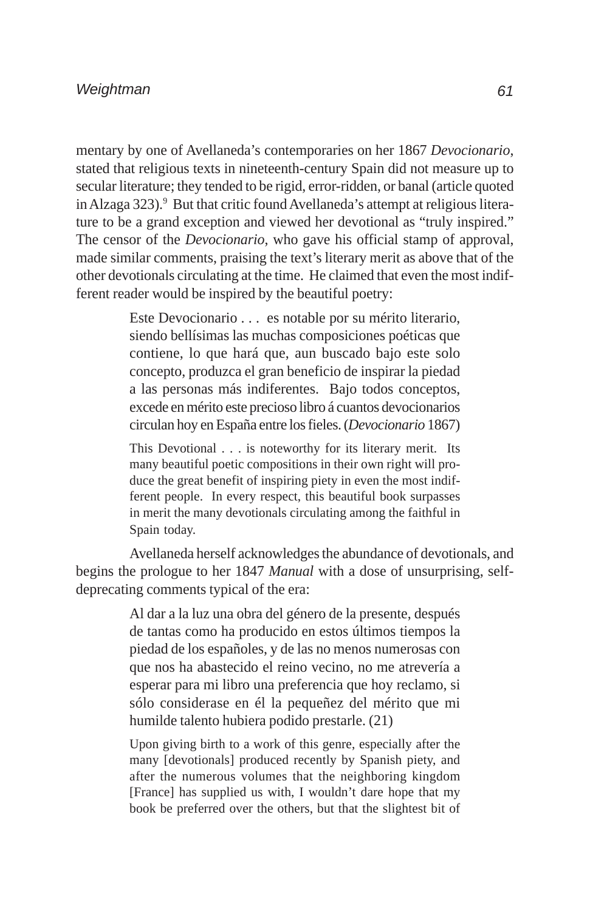mentary by one of Avellaneda's contemporaries on her 1867 *Devocionario*, stated that religious texts in nineteenth-century Spain did not measure up to secular literature; they tended to be rigid, error-ridden, or banal (article quoted in Alzaga 323).[9] But that critic found Avellaneda's attempt at religious literature to be a grand exception and viewed her devotional as "truly inspired." The censor of the *Devocionario*, who gave his official stamp of approval, made similar comments, praising the text's literary merit as above that of the other devotionals circulating at the time. He claimed that even the most indifferent reader would be inspired by the beautiful poetry:

> Este Devocionario . . . es notable por su mérito literario, siendo bellísimas las muchas composiciones poéticas que contiene, lo que hará que, aun buscado bajo este solo concepto, produzca el gran beneficio de inspirar la piedad a las personas más indiferentes. Bajo todos conceptos, excede en mérito este precioso libro á cuantos devocionarios circulan hoy en España entre los fieles. (*Devocionario* 1867)
>
> This Devotional . . . is noteworthy for its literary merit. Its many beautiful poetic compositions in their own right will produce the great benefit of inspiring piety in even the most indifferent people. In every respect, this beautiful book surpasses in merit the many devotionals circulating among the faithful in Spain today.

Avellaneda herself acknowledges the abundance of devotionals, and begins the prologue to her 1847 *Manual* with a dose of unsurprising, self-deprecating comments typical of the era:

> Al dar a la luz una obra del género de la presente, después de tantas como ha producido en estos últimos tiempos la piedad de los españoles, y de las no menos numerosas con que nos ha abastecido el reino vecino, no me atrevería a esperar para mi libro una preferencia que hoy reclamo, si sólo considerase en él la pequeñez del mérito que mi humilde talento hubiera podido prestarle. (21)
>
> Upon giving birth to a work of this genre, especially after the many [devotionals] produced recently by Spanish piety, and after the numerous volumes that the neighboring kingdom [France] has supplied us with, I wouldn't dare hope that my book be preferred over the others, but that the slightest bit of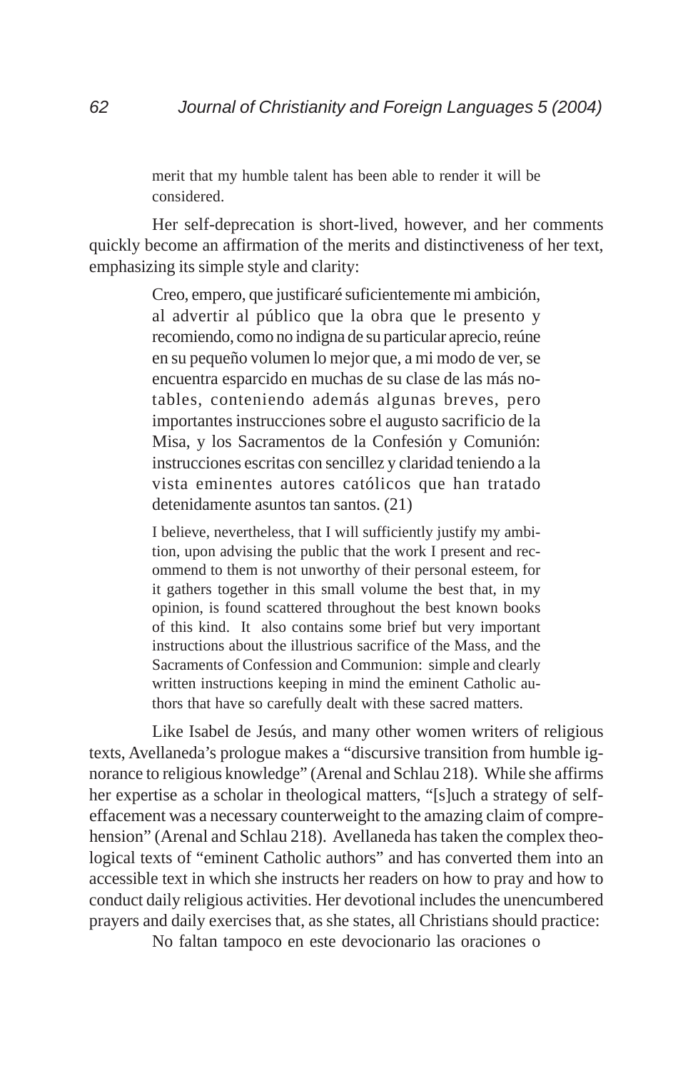> merit that my humble talent has been able to render it will be considered.

Her self-deprecation is short-lived, however, and her comments quickly become an affirmation of the merits and distinctiveness of her text, emphasizing its simple style and clarity:

> Creo, empero, que justificaré suficientemente mi ambición, al advertir al público que la obra que le presento y recomiendo, como no indigna de su particular aprecio, reúne en su pequeño volumen lo mejor que, a mi modo de ver, se encuentra esparcido en muchas de su clase de las más notables, conteniendo además algunas breves, pero importantes instrucciones sobre el augusto sacrificio de la Misa, y los Sacramentos de la Confesión y Comunión: instrucciones escritas con sencillez y claridad teniendo a la vista eminentes autores católicos que han tratado detenidamente asuntos tan santos. (21)
>
> I believe, nevertheless, that I will sufficiently justify my ambition, upon advising the public that the work I present and recommend to them is not unworthy of their personal esteem, for it gathers together in this small volume the best that, in my opinion, is found scattered throughout the best known books of this kind. It also contains some brief but very important instructions about the illustrious sacrifice of the Mass, and the Sacraments of Confession and Communion: simple and clearly written instructions keeping in mind the eminent Catholic authors that have so carefully dealt with these sacred matters.

Like Isabel de Jesús, and many other women writers of religious texts, Avellaneda's prologue makes a "discursive transition from humble ignorance to religious knowledge" (Arenal and Schlau 218). While she affirms her expertise as a scholar in theological matters, "[s]uch a strategy of self-effacement was a necessary counterweight to the amazing claim of comprehension" (Arenal and Schlau 218). Avellaneda has taken the complex theological texts of "eminent Catholic authors" and has converted them into an accessible text in which she instructs her readers on how to pray and how to conduct daily religious activities. Her devotional includes the unencumbered prayers and daily exercises that, as she states, all Christians should practice:

> No faltan tampoco en este devocionario las oraciones o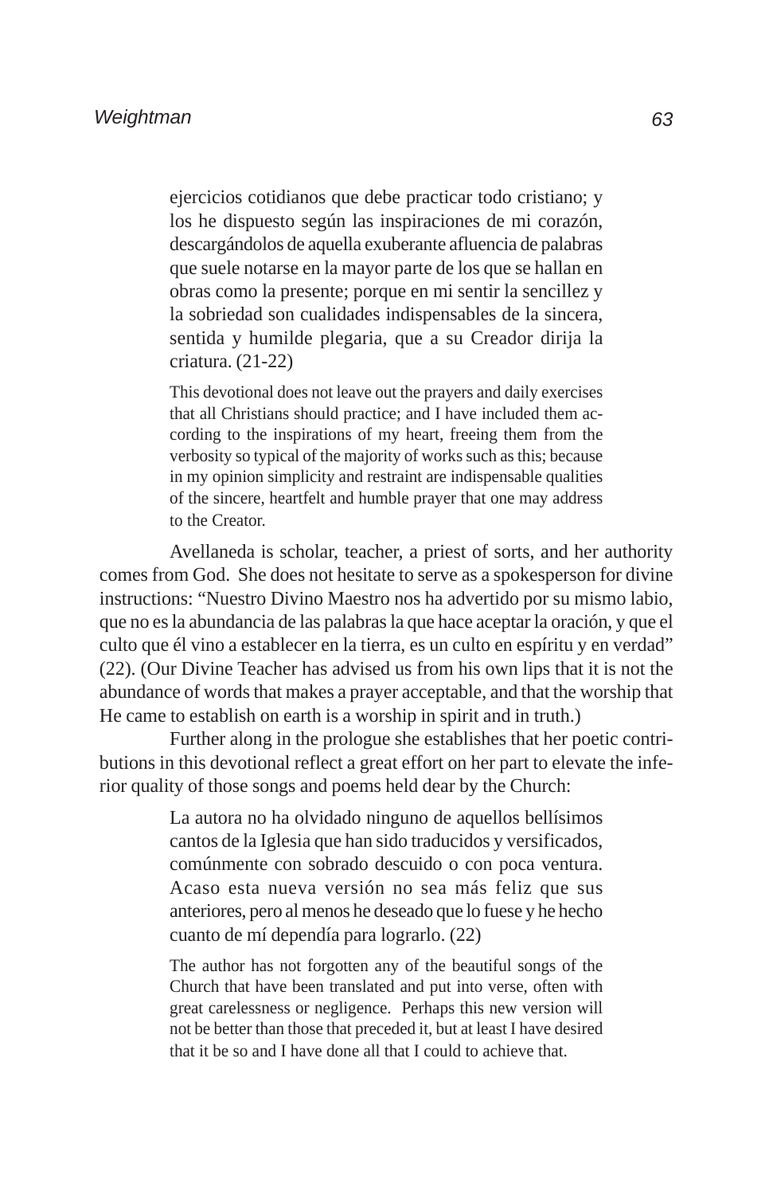> ejercicios cotidianos que debe practicar todo cristiano; y los he dispuesto según las inspiraciones de mi corazón, descargándolos de aquella exuberante afluencia de palabras que suele notarse en la mayor parte de los que se hallan en obras como la presente; porque en mi sentir la sencillez y la sobriedad son cualidades indispensables de la sincera, sentida y humilde plegaria, que a su Creador dirija la criatura. (21-22)
>
> This devotional does not leave out the prayers and daily exercises that all Christians should practice; and I have included them according to the inspirations of my heart, freeing them from the verbosity so typical of the majority of works such as this; because in my opinion simplicity and restraint are indispensable qualities of the sincere, heartfelt and humble prayer that one may address to the Creator.

Avellaneda is scholar, teacher, a priest of sorts, and her authority comes from God. She does not hesitate to serve as a spokesperson for divine instructions: "Nuestro Divino Maestro nos ha advertido por su mismo labio, que no es la abundancia de las palabras la que hace aceptar la oración, y que el culto que él vino a establecer en la tierra, es un culto en espíritu y en verdad" (22). (Our Divine Teacher has advised us from his own lips that it is not the abundance of words that makes a prayer acceptable, and that the worship that He came to establish on earth is a worship in spirit and in truth.)

Further along in the prologue she establishes that her poetic contributions in this devotional reflect a great effort on her part to elevate the inferior quality of those songs and poems held dear by the Church:

> La autora no ha olvidado ninguno de aquellos bellísimos cantos de la Iglesia que han sido traducidos y versificados, comúnmente con sobrado descuido o con poca ventura. Acaso esta nueva versión no sea más feliz que sus anteriores, pero al menos he deseado que lo fuese y he hecho cuanto de mí dependía para lograrlo. (22)
>
> The author has not forgotten any of the beautiful songs of the Church that have been translated and put into verse, often with great carelessness or negligence. Perhaps this new version will not be better than those that preceded it, but at least I have desired that it be so and I have done all that I could to achieve that.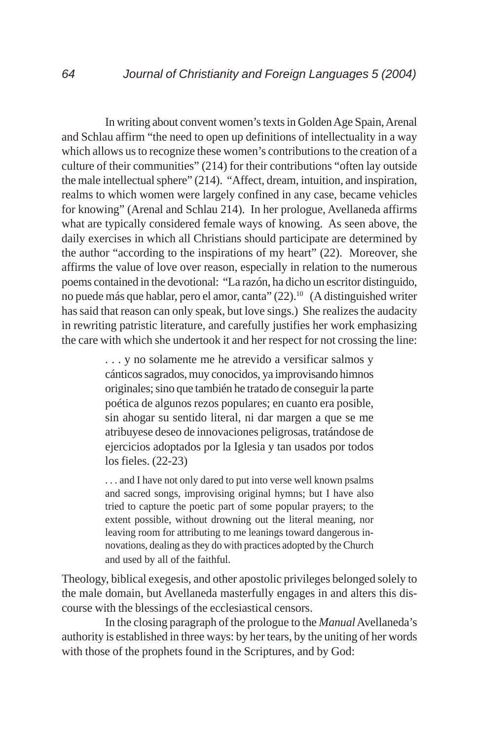In writing about convent women's texts in Golden Age Spain, Arenal and Schlau affirm "the need to open up definitions of intellectuality in a way which allows us to recognize these women's contributions to the creation of a culture of their communities" (214) for their contributions "often lay outside the male intellectual sphere" (214). "Affect, dream, intuition, and inspiration, realms to which women were largely confined in any case, became vehicles for knowing" (Arenal and Schlau 214). In her prologue, Avellaneda affirms what are typically considered female ways of knowing. As seen above, the daily exercises in which all Christians should participate are determined by the author "according to the inspirations of my heart" (22). Moreover, she affirms the value of love over reason, especially in relation to the numerous poems contained in the devotional: "La razón, ha dicho un escritor distinguido, no puede más que hablar, pero el amor, canta" (22).[10] (A distinguished writer has said that reason can only speak, but love sings.) She realizes the audacity in rewriting patristic literature, and carefully justifies her work emphasizing the care with which she undertook it and her respect for not crossing the line:

> . . . y no solamente me he atrevido a versificar salmos y cánticos sagrados, muy conocidos, ya improvisando himnos originales; sino que también he tratado de conseguir la parte poética de algunos rezos populares; en cuanto era posible, sin ahogar su sentido literal, ni dar margen a que se me atribuyese deseo de innovaciones peligrosas, tratándose de ejercicios adoptados por la Iglesia y tan usados por todos los fieles. (22-23)
>
> . . . and I have not only dared to put into verse well known psalms and sacred songs, improvising original hymns; but I have also tried to capture the poetic part of some popular prayers; to the extent possible, without drowning out the literal meaning, nor leaving room for attributing to me leanings toward dangerous innovations, dealing as they do with practices adopted by the Church and used by all of the faithful.

Theology, biblical exegesis, and other apostolic privileges belonged solely to the male domain, but Avellaneda masterfully engages in and alters this discourse with the blessings of the ecclesiastical censors.

In the closing paragraph of the prologue to the *Manual* Avellaneda's authority is established in three ways: by her tears, by the uniting of her words with those of the prophets found in the Scriptures, and by God: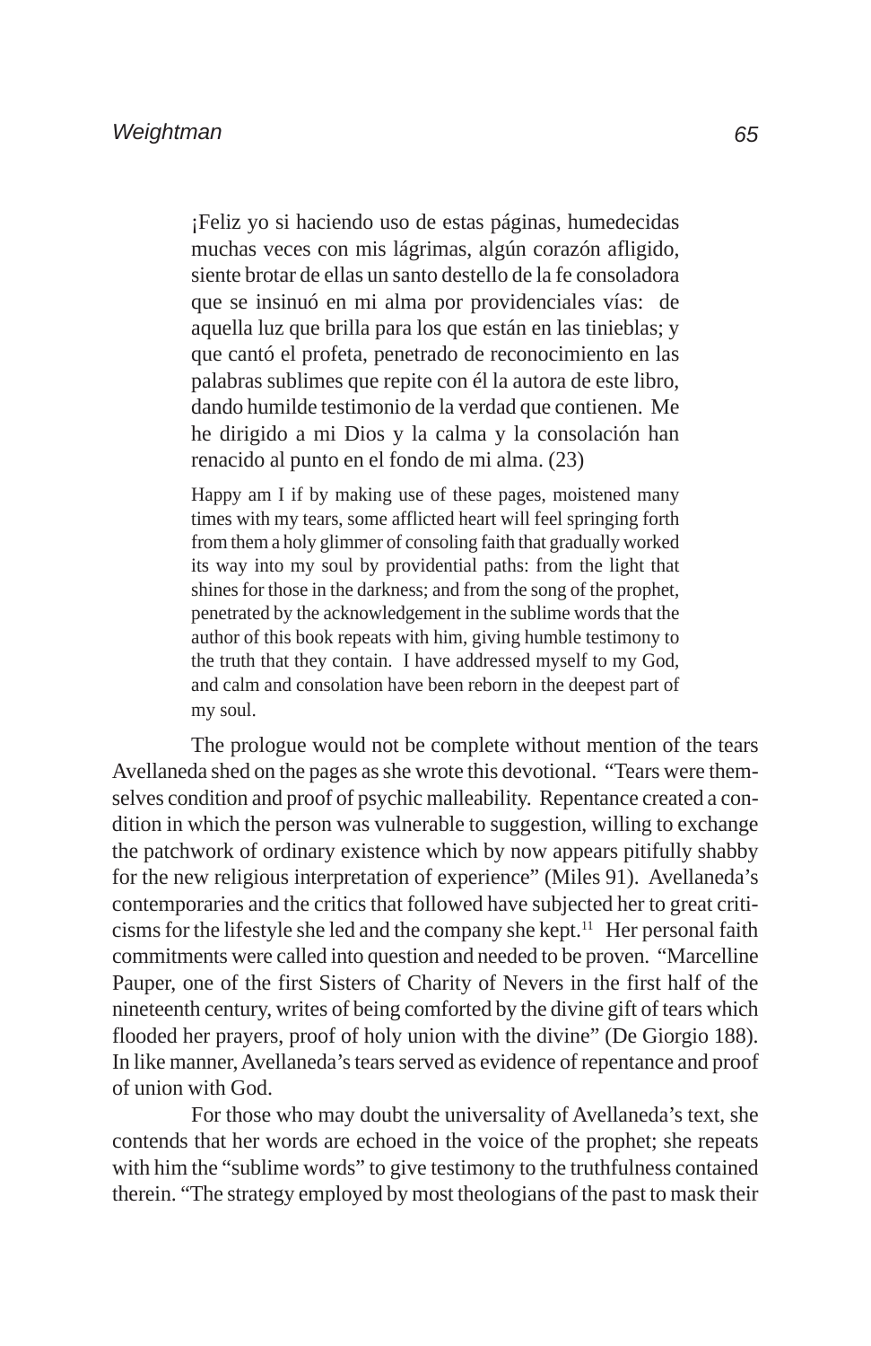> ¡Feliz yo si haciendo uso de estas páginas, humedecidas muchas veces con mis lágrimas, algún corazón afligido, siente brotar de ellas un santo destello de la fe consoladora que se insinuó en mi alma por providenciales vías: de aquella luz que brilla para los que están en las tinieblas; y que cantó el profeta, penetrado de reconocimiento en las palabras sublimes que repite con él la autora de este libro, dando humilde testimonio de la verdad que contienen. Me he dirigido a mi Dios y la calma y la consolación han renacido al punto en el fondo de mi alma. (23)
>
> Happy am I if by making use of these pages, moistened many times with my tears, some afflicted heart will feel springing forth from them a holy glimmer of consoling faith that gradually worked its way into my soul by providential paths: from the light that shines for those in the darkness; and from the song of the prophet, penetrated by the acknowledgement in the sublime words that the author of this book repeats with him, giving humble testimony to the truth that they contain. I have addressed myself to my God, and calm and consolation have been reborn in the deepest part of my soul.

The prologue would not be complete without mention of the tears Avellaneda shed on the pages as she wrote this devotional. "Tears were themselves condition and proof of psychic malleability. Repentance created a condition in which the person was vulnerable to suggestion, willing to exchange the patchwork of ordinary existence which by now appears pitifully shabby for the new religious interpretation of experience" (Miles 91). Avellaneda's contemporaries and the critics that followed have subjected her to great criticisms for the lifestyle she led and the company she kept.[11] Her personal faith commitments were called into question and needed to be proven. "Marcelline Pauper, one of the first Sisters of Charity of Nevers in the first half of the nineteenth century, writes of being comforted by the divine gift of tears which flooded her prayers, proof of holy union with the divine" (De Giorgio 188). In like manner, Avellaneda's tears served as evidence of repentance and proof of union with God.

For those who may doubt the universality of Avellaneda's text, she contends that her words are echoed in the voice of the prophet; she repeats with him the "sublime words" to give testimony to the truthfulness contained therein. "The strategy employed by most theologians of the past to mask their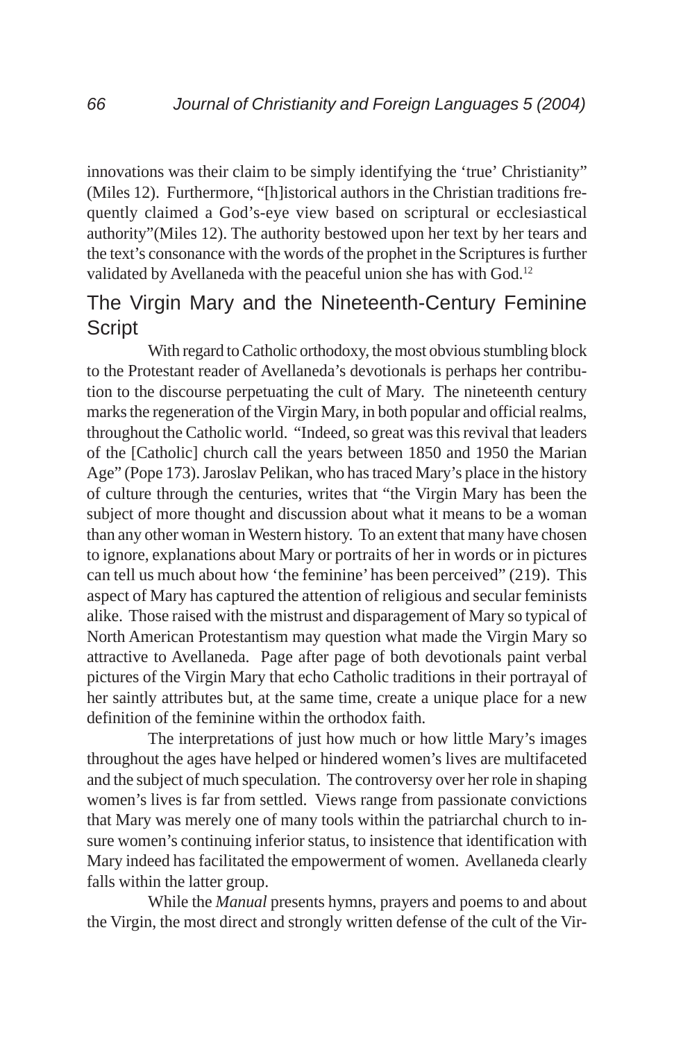innovations was their claim to be simply identifying the 'true' Christianity" (Miles 12). Furthermore, "[h]istorical authors in the Christian traditions frequently claimed a God's-eye view based on scriptural or ecclesiastical authority"(Miles 12). The authority bestowed upon her text by her tears and the text's consonance with the words of the prophet in the Scriptures is further validated by Avellaneda with the peaceful union she has with God.[12]

## The Virgin Mary and the Nineteenth-Century Feminine Script

With regard to Catholic orthodoxy, the most obvious stumbling block to the Protestant reader of Avellaneda's devotionals is perhaps her contribution to the discourse perpetuating the cult of Mary. The nineteenth century marks the regeneration of the Virgin Mary, in both popular and official realms, throughout the Catholic world. "Indeed, so great was this revival that leaders of the [Catholic] church call the years between 1850 and 1950 the Marian Age" (Pope 173). Jaroslav Pelikan, who has traced Mary's place in the history of culture through the centuries, writes that "the Virgin Mary has been the subject of more thought and discussion about what it means to be a woman than any other woman in Western history. To an extent that many have chosen to ignore, explanations about Mary or portraits of her in words or in pictures can tell us much about how 'the feminine' has been perceived" (219). This aspect of Mary has captured the attention of religious and secular feminists alike. Those raised with the mistrust and disparagement of Mary so typical of North American Protestantism may question what made the Virgin Mary so attractive to Avellaneda. Page after page of both devotionals paint verbal pictures of the Virgin Mary that echo Catholic traditions in their portrayal of her saintly attributes but, at the same time, create a unique place for a new definition of the feminine within the orthodox faith.

The interpretations of just how much or how little Mary's images throughout the ages have helped or hindered women's lives are multifaceted and the subject of much speculation. The controversy over her role in shaping women's lives is far from settled. Views range from passionate convictions that Mary was merely one of many tools within the patriarchal church to insure women's continuing inferior status, to insistence that identification with Mary indeed has facilitated the empowerment of women. Avellaneda clearly falls within the latter group.

While the *Manual* presents hymns, prayers and poems to and about the Virgin, the most direct and strongly written defense of the cult of the Vir-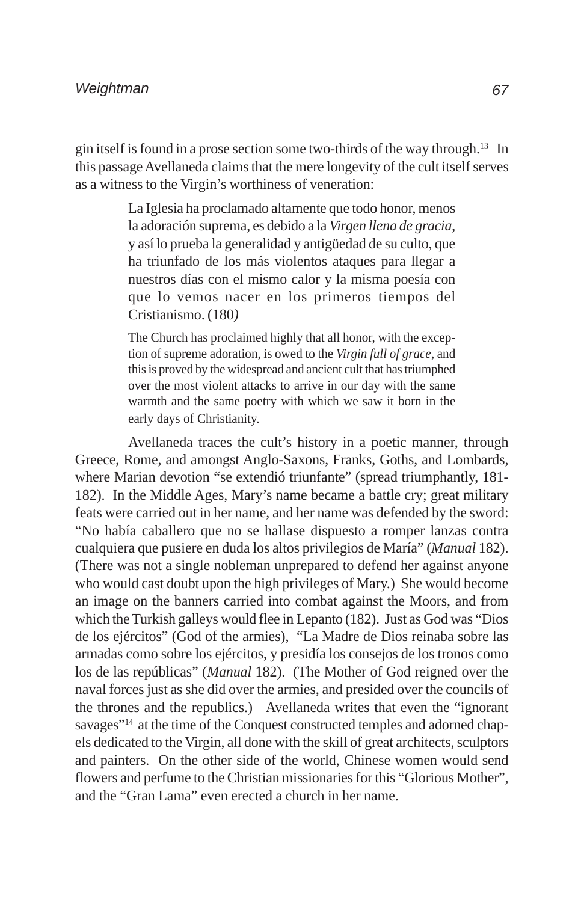gin itself is found in a prose section some two-thirds of the way through.[13] In this passage Avellaneda claims that the mere longevity of the cult itself serves as a witness to the Virgin's worthiness of veneration:

> La Iglesia ha proclamado altamente que todo honor, menos la adoración suprema, es debido a la *Virgen llena de gracia*, y así lo prueba la generalidad y antigüedad de su culto, que ha triunfado de los más violentos ataques para llegar a nuestros días con el mismo calor y la misma poesía con que lo vemos nacer en los primeros tiempos del Cristianismo. (180)
>
> The Church has proclaimed highly that all honor, with the exception of supreme adoration, is owed to the *Virgin full of grace*, and this is proved by the widespread and ancient cult that has triumphed over the most violent attacks to arrive in our day with the same warmth and the same poetry with which we saw it born in the early days of Christianity.

Avellaneda traces the cult's history in a poetic manner, through Greece, Rome, and amongst Anglo-Saxons, Franks, Goths, and Lombards, where Marian devotion "se extendió triunfante" (spread triumphantly, 181-182). In the Middle Ages, Mary's name became a battle cry; great military feats were carried out in her name, and her name was defended by the sword: "No había caballero que no se hallase dispuesto a romper lanzas contra cualquiera que pusiere en duda los altos privilegios de María" (*Manual* 182). (There was not a single nobleman unprepared to defend her against anyone who would cast doubt upon the high privileges of Mary.) She would become an image on the banners carried into combat against the Moors, and from which the Turkish galleys would flee in Lepanto (182). Just as God was "Dios de los ejércitos" (God of the armies), "La Madre de Dios reinaba sobre las armadas como sobre los ejércitos, y presidía los consejos de los tronos como los de las repúblicas" (*Manual* 182). (The Mother of God reigned over the naval forces just as she did over the armies, and presided over the councils of the thrones and the republics.) Avellaneda writes that even the "ignorant savages"[14] at the time of the Conquest constructed temples and adorned chapels dedicated to the Virgin, all done with the skill of great architects, sculptors and painters. On the other side of the world, Chinese women would send flowers and perfume to the Christian missionaries for this "Glorious Mother", and the "Gran Lama" even erected a church in her name.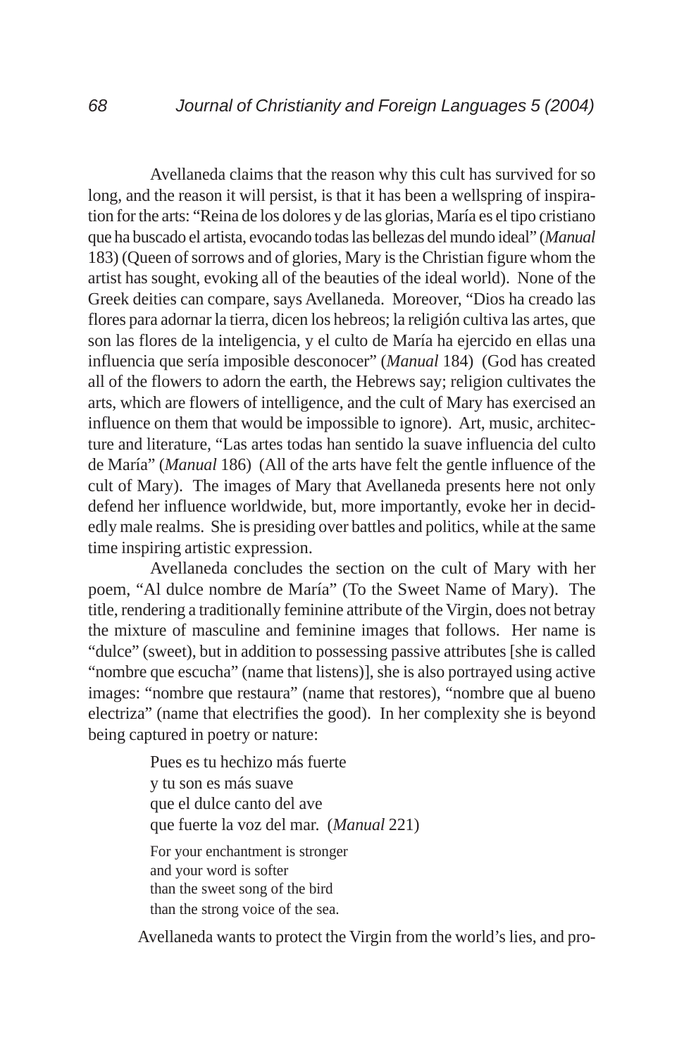Avellaneda claims that the reason why this cult has survived for so long, and the reason it will persist, is that it has been a wellspring of inspiration for the arts: "Reina de los dolores y de las glorias, María es el tipo cristiano que ha buscado el artista, evocando todas las bellezas del mundo ideal" (*Manual* 183) (Queen of sorrows and of glories, Mary is the Christian figure whom the artist has sought, evoking all of the beauties of the ideal world). None of the Greek deities can compare, says Avellaneda. Moreover, "Dios ha creado las flores para adornar la tierra, dicen los hebreos; la religión cultiva las artes, que son las flores de la inteligencia, y el culto de María ha ejercido en ellas una influencia que sería imposible desconocer" (*Manual* 184) (God has created all of the flowers to adorn the earth, the Hebrews say; religion cultivates the arts, which are flowers of intelligence, and the cult of Mary has exercised an influence on them that would be impossible to ignore). Art, music, architecture and literature, "Las artes todas han sentido la suave influencia del culto de María" (*Manual* 186) (All of the arts have felt the gentle influence of the cult of Mary). The images of Mary that Avellaneda presents here not only defend her influence worldwide, but, more importantly, evoke her in decidedly male realms. She is presiding over battles and politics, while at the same time inspiring artistic expression.

Avellaneda concludes the section on the cult of Mary with her poem, "Al dulce nombre de María" (To the Sweet Name of Mary). The title, rendering a traditionally feminine attribute of the Virgin, does not betray the mixture of masculine and feminine images that follows. Her name is "dulce" (sweet), but in addition to possessing passive attributes [she is called "nombre que escucha" (name that listens)], she is also portrayed using active images: "nombre que restaura" (name that restores), "nombre que al bueno electriza" (name that electrifies the good). In her complexity she is beyond being captured in poetry or nature:

> Pues es tu hechizo más fuerte
> y tu son es más suave
> que el dulce canto del ave
> que fuerte la voz del mar. (*Manual* 221)
>
> For your enchantment is stronger
> and your word is softer
> than the sweet song of the bird
> than the strong voice of the sea.

Avellaneda wants to protect the Virgin from the world's lies, and pro-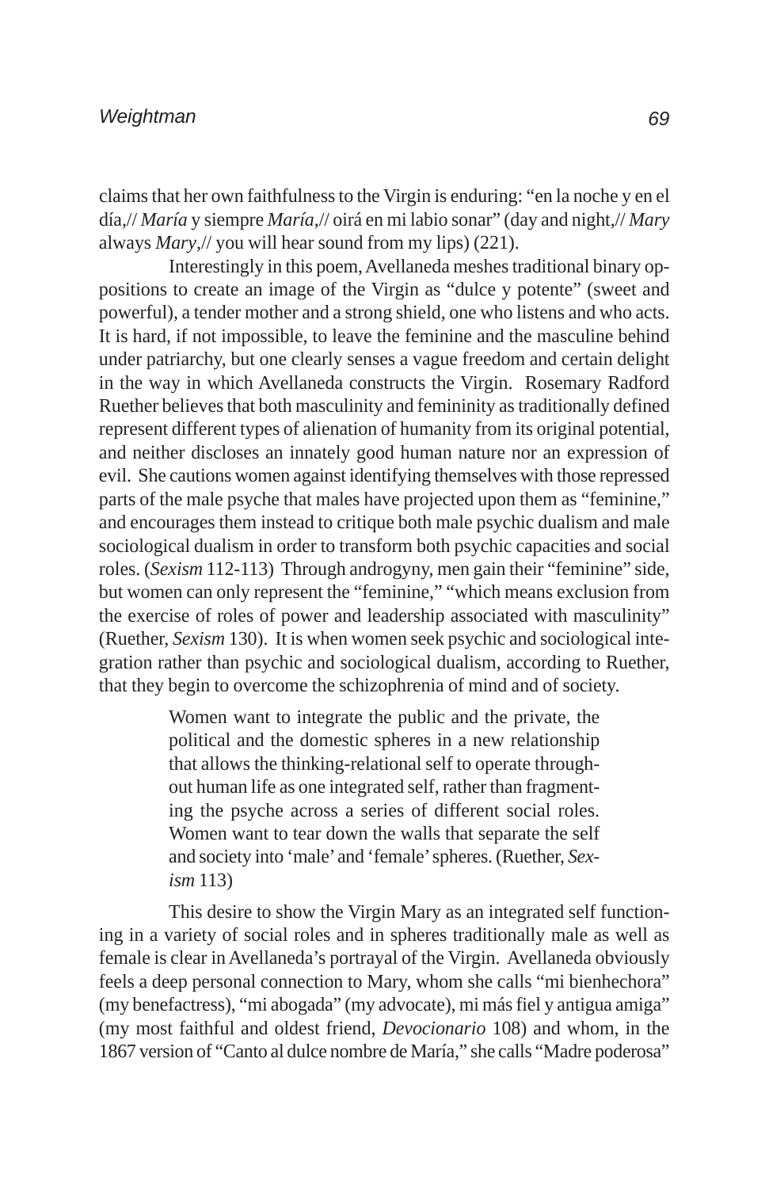claims that her own faithfulness to the Virgin is enduring: "en la noche y en el día,// *María* y siempre *María*,// oirá en mi labio sonar" (day and night,// *Mary* always *Mary*,// you will hear sound from my lips) (221).

Interestingly in this poem, Avellaneda meshes traditional binary oppositions to create an image of the Virgin as "dulce y potente" (sweet and powerful), a tender mother and a strong shield, one who listens and who acts. It is hard, if not impossible, to leave the feminine and the masculine behind under patriarchy, but one clearly senses a vague freedom and certain delight in the way in which Avellaneda constructs the Virgin. Rosemary Radford Ruether believes that both masculinity and femininity as traditionally defined represent different types of alienation of humanity from its original potential, and neither discloses an innately good human nature nor an expression of evil. She cautions women against identifying themselves with those repressed parts of the male psyche that males have projected upon them as "feminine," and encourages them instead to critique both male psychic dualism and male sociological dualism in order to transform both psychic capacities and social roles. (*Sexism* 112-113) Through androgyny, men gain their "feminine" side, but women can only represent the "feminine," "which means exclusion from the exercise of roles of power and leadership associated with masculinity" (Ruether, *Sexism* 130). It is when women seek psychic and sociological integration rather than psychic and sociological dualism, according to Ruether, that they begin to overcome the schizophrenia of mind and of society.

> Women want to integrate the public and the private, the political and the domestic spheres in a new relationship that allows the thinking-relational self to operate throughout human life as one integrated self, rather than fragmenting the psyche across a series of different social roles. Women want to tear down the walls that separate the self and society into 'male' and 'female' spheres. (Ruether, *Sexism* 113)

This desire to show the Virgin Mary as an integrated self functioning in a variety of social roles and in spheres traditionally male as well as female is clear in Avellaneda's portrayal of the Virgin. Avellaneda obviously feels a deep personal connection to Mary, whom she calls "mi bienhechora" (my benefactress), "mi abogada" (my advocate), mi más fiel y antigua amiga" (my most faithful and oldest friend, *Devocionario* 108) and whom, in the 1867 version of "Canto al dulce nombre de María," she calls "Madre poderosa"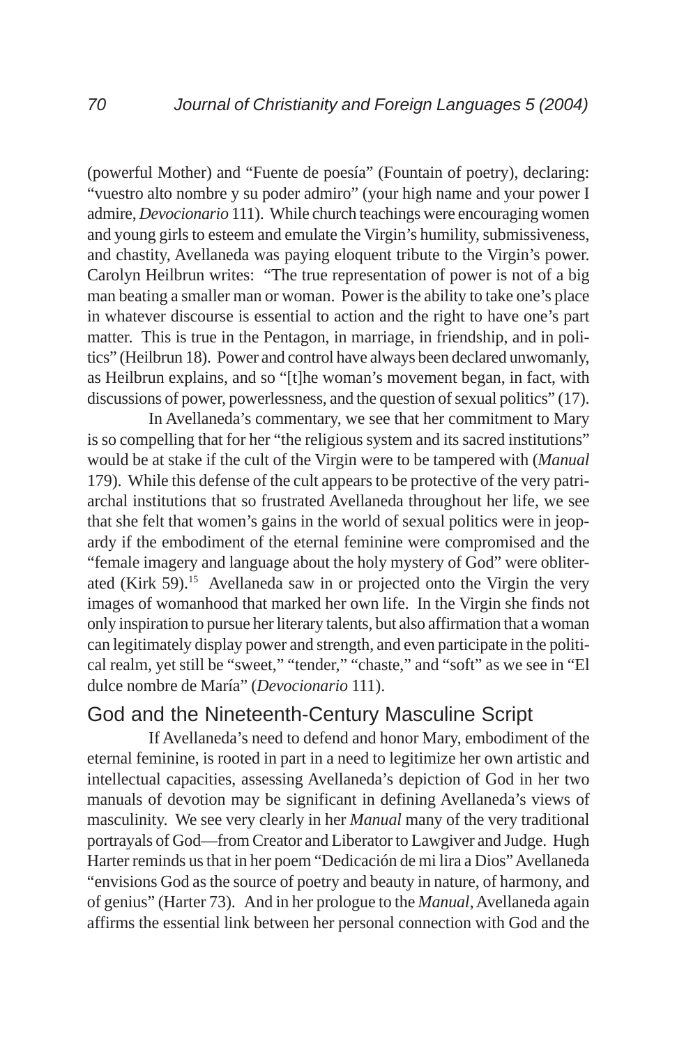(powerful Mother) and "Fuente de poesía" (Fountain of poetry), declaring: "vuestro alto nombre y su poder admiro" (your high name and your power I admire, *Devocionario* 111). While church teachings were encouraging women and young girls to esteem and emulate the Virgin's humility, submissiveness, and chastity, Avellaneda was paying eloquent tribute to the Virgin's power. Carolyn Heilbrun writes: "The true representation of power is not of a big man beating a smaller man or woman. Power is the ability to take one's place in whatever discourse is essential to action and the right to have one's part matter. This is true in the Pentagon, in marriage, in friendship, and in politics" (Heilbrun 18). Power and control have always been declared unwomanly, as Heilbrun explains, and so "[t]he woman's movement began, in fact, with discussions of power, powerlessness, and the question of sexual politics" (17).

In Avellaneda's commentary, we see that her commitment to Mary is so compelling that for her "the religious system and its sacred institutions" would be at stake if the cult of the Virgin were to be tampered with (*Manual* 179). While this defense of the cult appears to be protective of the very patriarchal institutions that so frustrated Avellaneda throughout her life, we see that she felt that women's gains in the world of sexual politics were in jeopardy if the embodiment of the eternal feminine were compromised and the "female imagery and language about the holy mystery of God" were obliterated (Kirk 59).[15] Avellaneda saw in or projected onto the Virgin the very images of womanhood that marked her own life. In the Virgin she finds not only inspiration to pursue her literary talents, but also affirmation that a woman can legitimately display power and strength, and even participate in the political realm, yet still be "sweet," "tender," "chaste," and "soft" as we see in "El dulce nombre de María" (*Devocionario* 111).

## God and the Nineteenth-Century Masculine Script

If Avellaneda's need to defend and honor Mary, embodiment of the eternal feminine, is rooted in part in a need to legitimize her own artistic and intellectual capacities, assessing Avellaneda's depiction of God in her two manuals of devotion may be significant in defining Avellaneda's views of masculinity. We see very clearly in her *Manual* many of the very traditional portrayals of God—from Creator and Liberator to Lawgiver and Judge. Hugh Harter reminds us that in her poem "Dedicación de mi lira a Dios" Avellaneda "envisions God as the source of poetry and beauty in nature, of harmony, and of genius" (Harter 73). And in her prologue to the *Manual*, Avellaneda again affirms the essential link between her personal connection with God and the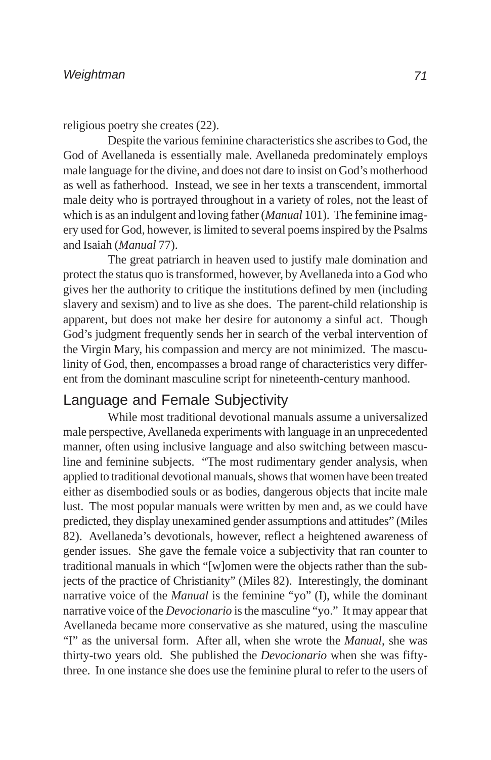religious poetry she creates (22).

Despite the various feminine characteristics she ascribes to God, the God of Avellaneda is essentially male. Avellaneda predominately employs male language for the divine, and does not dare to insist on God's motherhood as well as fatherhood. Instead, we see in her texts a transcendent, immortal male deity who is portrayed throughout in a variety of roles, not the least of which is as an indulgent and loving father (*Manual* 101). The feminine imagery used for God, however, is limited to several poems inspired by the Psalms and Isaiah (*Manual* 77).

The great patriarch in heaven used to justify male domination and protect the status quo is transformed, however, by Avellaneda into a God who gives her the authority to critique the institutions defined by men (including slavery and sexism) and to live as she does. The parent-child relationship is apparent, but does not make her desire for autonomy a sinful act. Though God's judgment frequently sends her in search of the verbal intervention of the Virgin Mary, his compassion and mercy are not minimized. The masculinity of God, then, encompasses a broad range of characteristics very different from the dominant masculine script for nineteenth-century manhood.

## Language and Female Subjectivity

While most traditional devotional manuals assume a universalized male perspective, Avellaneda experiments with language in an unprecedented manner, often using inclusive language and also switching between masculine and feminine subjects. "The most rudimentary gender analysis, when applied to traditional devotional manuals, shows that women have been treated either as disembodied souls or as bodies, dangerous objects that incite male lust. The most popular manuals were written by men and, as we could have predicted, they display unexamined gender assumptions and attitudes" (Miles 82). Avellaneda's devotionals, however, reflect a heightened awareness of gender issues. She gave the female voice a subjectivity that ran counter to traditional manuals in which "[w]omen were the objects rather than the subjects of the practice of Christianity" (Miles 82). Interestingly, the dominant narrative voice of the *Manual* is the feminine "yo" (I), while the dominant narrative voice of the *Devocionario* is the masculine "yo." It may appear that Avellaneda became more conservative as she matured, using the masculine "I" as the universal form. After all, when she wrote the *Manual*, she was thirty-two years old. She published the *Devocionario* when she was fifty-three. In one instance she does use the feminine plural to refer to the users of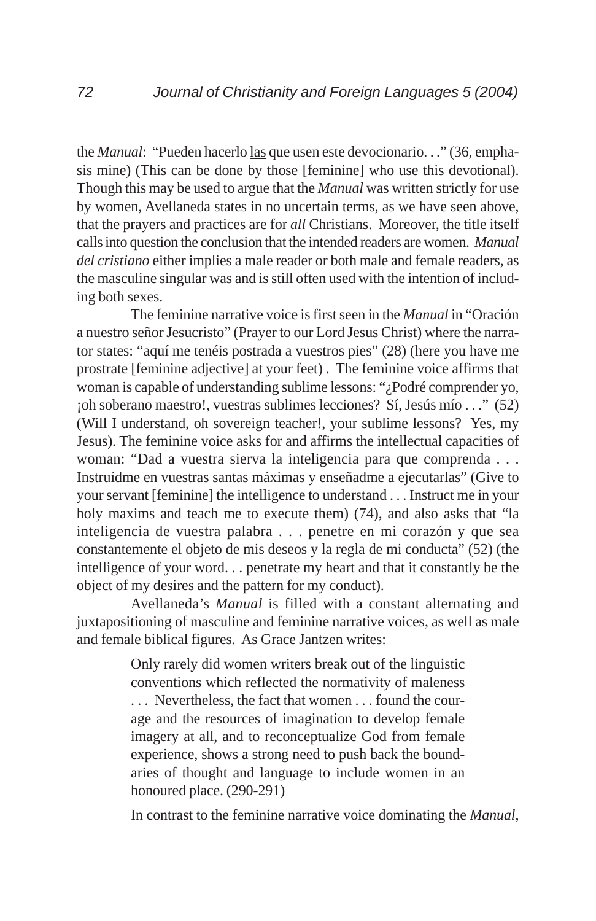the *Manual*: "Pueden hacerlo las que usen este devocionario. . ." (36, emphasis mine) (This can be done by those [feminine] who use this devotional). Though this may be used to argue that the *Manual* was written strictly for use by women, Avellaneda states in no uncertain terms, as we have seen above, that the prayers and practices are for *all* Christians. Moreover, the title itself calls into question the conclusion that the intended readers are women. *Manual del cristiano* either implies a male reader or both male and female readers, as the masculine singular was and is still often used with the intention of including both sexes.

The feminine narrative voice is first seen in the *Manual* in "Oración a nuestro señor Jesucristo" (Prayer to our Lord Jesus Christ) where the narrator states: "aquí me tenéis postrada a vuestros pies" (28) (here you have me prostrate [feminine adjective] at your feet) . The feminine voice affirms that woman is capable of understanding sublime lessons: "¿Podré comprender yo, ¡oh soberano maestro!, vuestras sublimes lecciones? Sí, Jesús mío . . ." (52) (Will I understand, oh sovereign teacher!, your sublime lessons? Yes, my Jesus). The feminine voice asks for and affirms the intellectual capacities of woman: "Dad a vuestra sierva la inteligencia para que comprenda . . . Instruídme en vuestras santas máximas y enseñadme a ejecutarlas" (Give to your servant [feminine] the intelligence to understand . . . Instruct me in your holy maxims and teach me to execute them) (74), and also asks that "la inteligencia de vuestra palabra . . . penetre en mi corazón y que sea constantemente el objeto de mis deseos y la regla de mi conducta" (52) (the intelligence of your word. . . penetrate my heart and that it constantly be the object of my desires and the pattern for my conduct).

Avellaneda's *Manual* is filled with a constant alternating and juxtapositioning of masculine and feminine narrative voices, as well as male and female biblical figures. As Grace Jantzen writes:

> Only rarely did women writers break out of the linguistic conventions which reflected the normativity of maleness . . . Nevertheless, the fact that women . . . found the courage and the resources of imagination to develop female imagery at all, and to reconceptualize God from female experience, shows a strong need to push back the boundaries of thought and language to include women in an honoured place. (290-291)

In contrast to the feminine narrative voice dominating the *Manual*,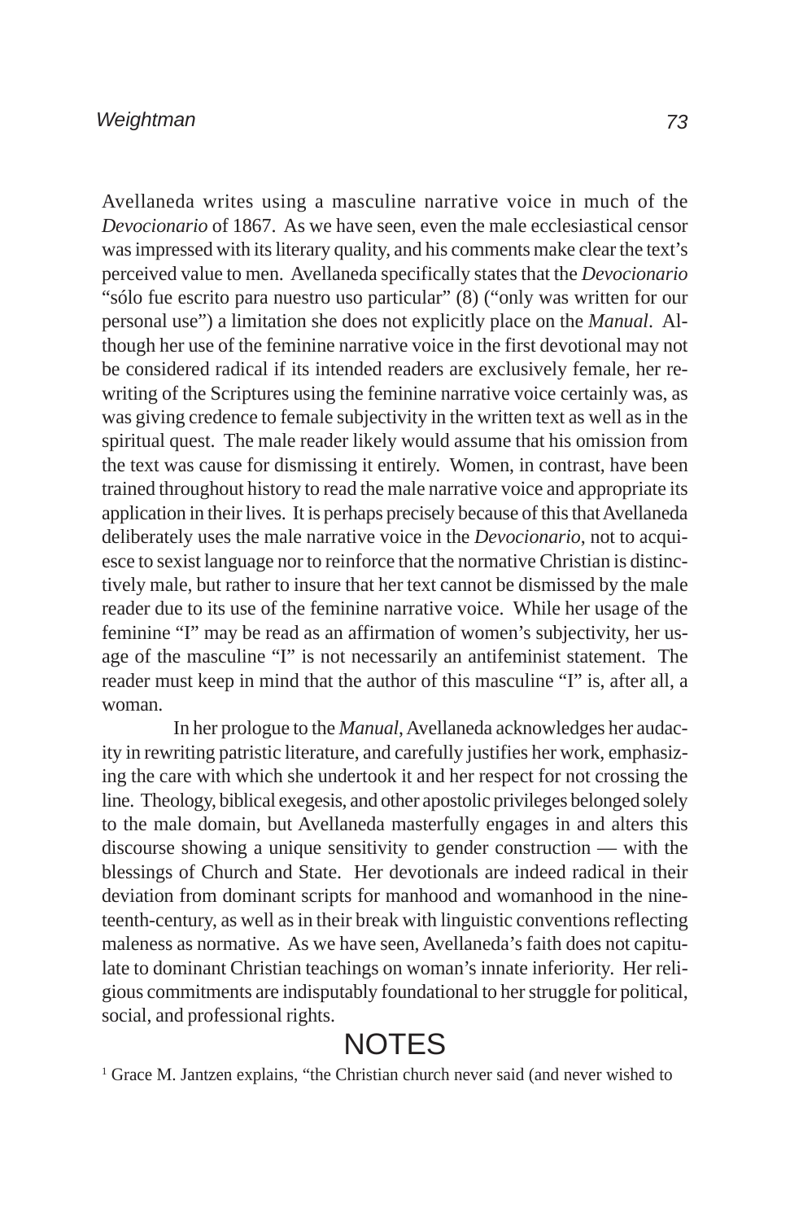Avellaneda writes using a masculine narrative voice in much of the *Devocionario* of 1867. As we have seen, even the male ecclesiastical censor was impressed with its literary quality, and his comments make clear the text's perceived value to men. Avellaneda specifically states that the *Devocionario* "sólo fue escrito para nuestro uso particular" (8) ("only was written for our personal use") a limitation she does not explicitly place on the *Manual*. Although her use of the feminine narrative voice in the first devotional may not be considered radical if its intended readers are exclusively female, her rewriting of the Scriptures using the feminine narrative voice certainly was, as was giving credence to female subjectivity in the written text as well as in the spiritual quest. The male reader likely would assume that his omission from the text was cause for dismissing it entirely. Women, in contrast, have been trained throughout history to read the male narrative voice and appropriate its application in their lives. It is perhaps precisely because of this that Avellaneda deliberately uses the male narrative voice in the *Devocionario*, not to acquiesce to sexist language nor to reinforce that the normative Christian is distinctively male, but rather to insure that her text cannot be dismissed by the male reader due to its use of the feminine narrative voice. While her usage of the feminine "I" may be read as an affirmation of women's subjectivity, her usage of the masculine "I" is not necessarily an antifeminist statement. The reader must keep in mind that the author of this masculine "I" is, after all, a woman.

In her prologue to the *Manual*, Avellaneda acknowledges her audacity in rewriting patristic literature, and carefully justifies her work, emphasizing the care with which she undertook it and her respect for not crossing the line. Theology, biblical exegesis, and other apostolic privileges belonged solely to the male domain, but Avellaneda masterfully engages in and alters this discourse showing a unique sensitivity to gender construction — with the blessings of Church and State. Her devotionals are indeed radical in their deviation from dominant scripts for manhood and womanhood in the nineteenth-century, as well as in their break with linguistic conventions reflecting maleness as normative. As we have seen, Avellaneda's faith does not capitulate to dominant Christian teachings on woman's innate inferiority. Her religious commitments are indisputably foundational to her struggle for political, social, and professional rights.

# NOTES

[1] Grace M. Jantzen explains, "the Christian church never said (and never wished to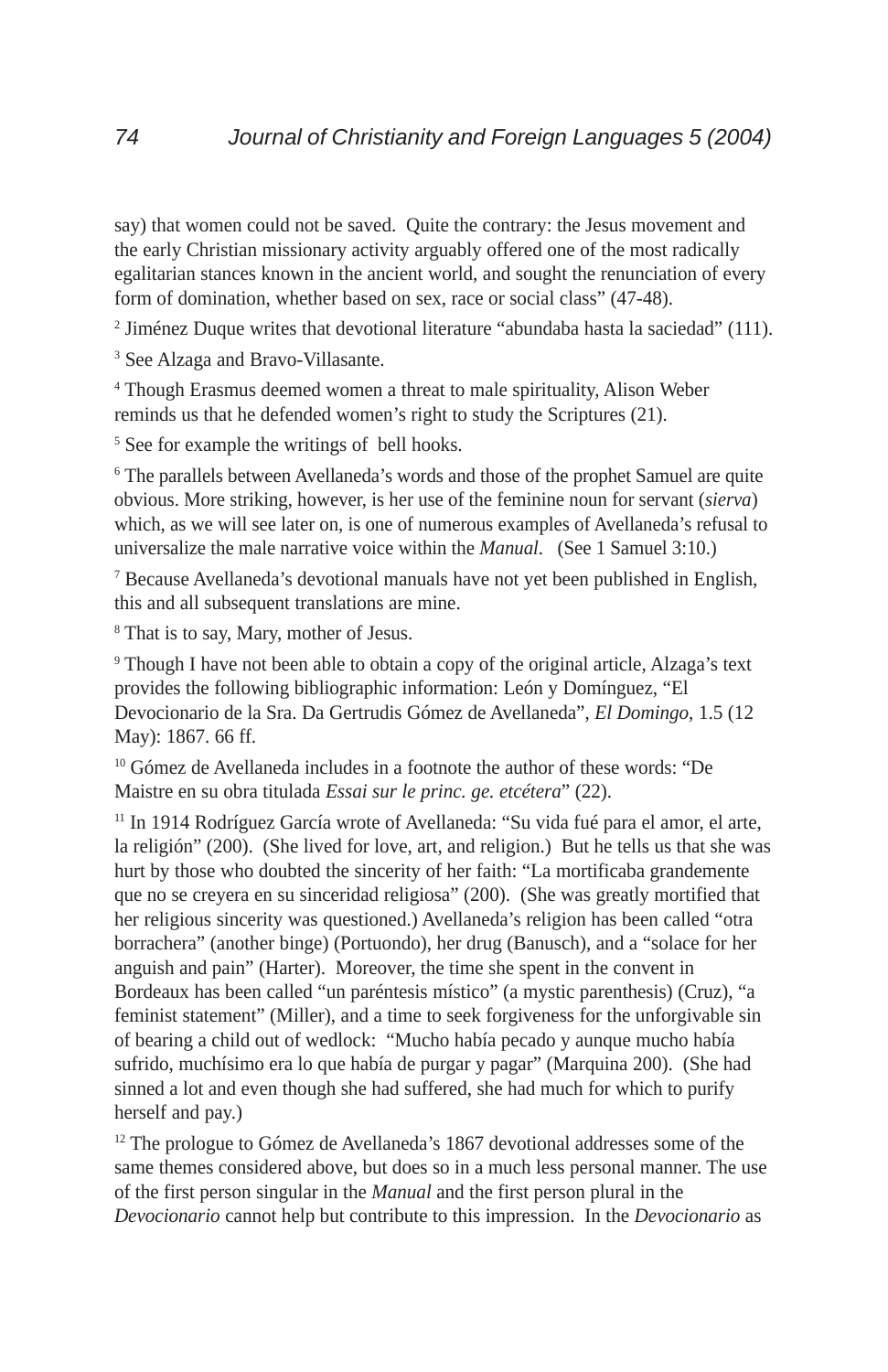say) that women could not be saved. Quite the contrary: the Jesus movement and the early Christian missionary activity arguably offered one of the most radically egalitarian stances known in the ancient world, and sought the renunciation of every form of domination, whether based on sex, race or social class" (47-48).

[2] Jiménez Duque writes that devotional literature "abundaba hasta la saciedad" (111).

[3] See Alzaga and Bravo-Villasante.

[4] Though Erasmus deemed women a threat to male spirituality, Alison Weber reminds us that he defended women's right to study the Scriptures (21).

[5] See for example the writings of bell hooks.

[6] The parallels between Avellaneda's words and those of the prophet Samuel are quite obvious. More striking, however, is her use of the feminine noun for servant (*sierva*) which, as we will see later on, is one of numerous examples of Avellaneda's refusal to universalize the male narrative voice within the *Manual*. (See 1 Samuel 3:10.)

[7] Because Avellaneda's devotional manuals have not yet been published in English, this and all subsequent translations are mine.

[8] That is to say, Mary, mother of Jesus.

[9] Though I have not been able to obtain a copy of the original article, Alzaga's text provides the following bibliographic information: León y Domínguez, "El Devocionario de la Sra. Da Gertrudis Gómez de Avellaneda", *El Domingo*, 1.5 (12 May): 1867. 66 ff.

[10] Gómez de Avellaneda includes in a footnote the author of these words: "De Maistre en su obra titulada *Essai sur le princ. ge. etcétera*" (22).

[11] In 1914 Rodríguez García wrote of Avellaneda: "Su vida fué para el amor, el arte, la religión" (200). (She lived for love, art, and religion.) But he tells us that she was hurt by those who doubted the sincerity of her faith: "La mortificaba grandemente que no se creyera en su sinceridad religiosa" (200). (She was greatly mortified that her religious sincerity was questioned.) Avellaneda's religion has been called "otra borrachera" (another binge) (Portuondo), her drug (Banusch), and a "solace for her anguish and pain" (Harter). Moreover, the time she spent in the convent in Bordeaux has been called "un paréntesis místico" (a mystic parenthesis) (Cruz), "a feminist statement" (Miller), and a time to seek forgiveness for the unforgivable sin of bearing a child out of wedlock: "Mucho había pecado y aunque mucho había sufrido, muchísimo era lo que había de purgar y pagar" (Marquina 200). (She had sinned a lot and even though she had suffered, she had much for which to purify herself and pay.)

[12] The prologue to Gómez de Avellaneda's 1867 devotional addresses some of the same themes considered above, but does so in a much less personal manner. The use of the first person singular in the *Manual* and the first person plural in the *Devocionario* cannot help but contribute to this impression. In the *Devocionario* as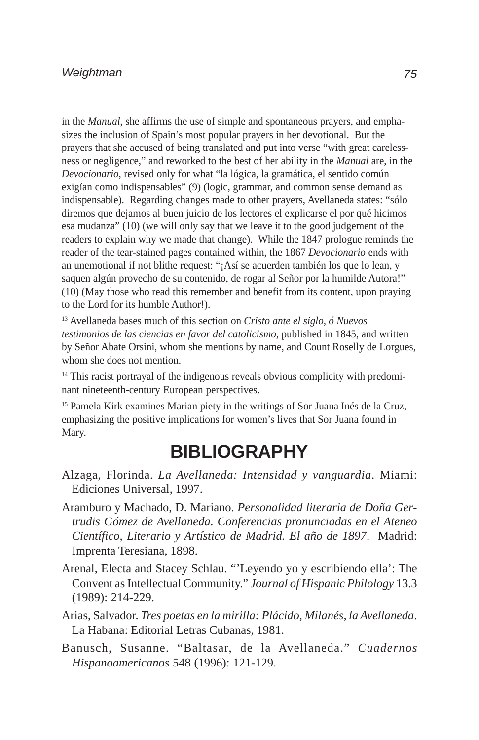in the *Manual*, she affirms the use of simple and spontaneous prayers, and emphasizes the inclusion of Spain's most popular prayers in her devotional. But the prayers that she accused of being translated and put into verse "with great carelessness or negligence," and reworked to the best of her ability in the *Manual* are, in the *Devocionario*, revised only for what "la lógica, la gramática, el sentido común exigían como indispensables" (9) (logic, grammar, and common sense demand as indispensable). Regarding changes made to other prayers, Avellaneda states: "sólo diremos que dejamos al buen juicio de los lectores el explicarse el por qué hicimos esa mudanza" (10) (we will only say that we leave it to the good judgement of the readers to explain why we made that change). While the 1847 prologue reminds the reader of the tear-stained pages contained within, the 1867 *Devocionario* ends with an unemotional if not blithe request: "¡Así se acuerden también los que lo lean, y saquen algún provecho de su contenido, de rogar al Señor por la humilde Autora!" (10) (May those who read this remember and benefit from its content, upon praying to the Lord for its humble Author!).

[13] Avellaneda bases much of this section on *Cristo ante el siglo, ó Nuevos testimonios de las ciencias en favor del catolicismo*, published in 1845, and written by Señor Abate Orsini, whom she mentions by name, and Count Roselly de Lorgues, whom she does not mention.

[14] This racist portrayal of the indigenous reveals obvious complicity with predominant nineteenth-century European perspectives.

[15] Pamela Kirk examines Marian piety in the writings of Sor Juana Inés de la Cruz, emphasizing the positive implications for women's lives that Sor Juana found in Mary.

# BIBLIOGRAPHY

Alzaga, Florinda. *La Avellaneda: Intensidad y vanguardia*. Miami: Ediciones Universal, 1997.

Aramburo y Machado, D. Mariano. *Personalidad literaria de Doña Gertrudis Gómez de Avellaneda. Conferencias pronunciadas en el Ateneo Científico, Literario y Artístico de Madrid. El año de 1897*. Madrid: Imprenta Teresiana, 1898.

Arenal, Electa and Stacey Schlau. "'Leyendo yo y escribiendo ella': The Convent as Intellectual Community." *Journal of Hispanic Philology* 13.3 (1989): 214-229.

Arias, Salvador. *Tres poetas en la mirilla: Plácido, Milanés, la Avellaneda*. La Habana: Editorial Letras Cubanas, 1981.

Banusch, Susanne. "Baltasar, de la Avellaneda." *Cuadernos Hispanoamericanos* 548 (1996): 121-129.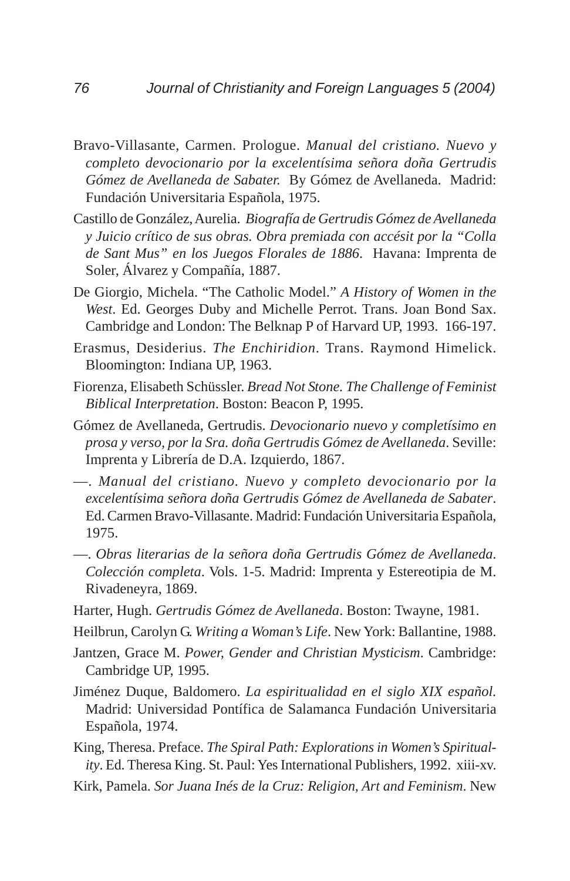Bravo-Villasante, Carmen. Prologue. *Manual del cristiano. Nuevo y completo devocionario por la excelentísima señora doña Gertrudis Gómez de Avellaneda de Sabater.* By Gómez de Avellaneda. Madrid: Fundación Universitaria Española, 1975.

Castillo de González, Aurelia. *Biografía de Gertrudis Gómez de Avellaneda y Juicio crítico de sus obras. Obra premiada con accésit por la "Colla de Sant Mus" en los Juegos Florales de 1886*. Havana: Imprenta de Soler, Álvarez y Compañía, 1887.

De Giorgio, Michela. "The Catholic Model." *A History of Women in the West*. Ed. Georges Duby and Michelle Perrot. Trans. Joan Bond Sax. Cambridge and London: The Belknap P of Harvard UP, 1993. 166-197.

Erasmus, Desiderius. *The Enchiridion*. Trans. Raymond Himelick. Bloomington: Indiana UP, 1963.

Fiorenza, Elisabeth Schüssler. *Bread Not Stone. The Challenge of Feminist Biblical Interpretation*. Boston: Beacon P, 1995.

Gómez de Avellaneda, Gertrudis. *Devocionario nuevo y completísimo en prosa y verso, por la Sra. doña Gertrudis Gómez de Avellaneda*. Seville: Imprenta y Librería de D.A. Izquierdo, 1867.

—. *Manual del cristiano. Nuevo y completo devocionario por la excelentísima señora doña Gertrudis Gómez de Avellaneda de Sabater*. Ed. Carmen Bravo-Villasante. Madrid: Fundación Universitaria Española, 1975.

—. *Obras literarias de la señora doña Gertrudis Gómez de Avellaneda. Colección completa*. Vols. 1-5. Madrid: Imprenta y Estereotipia de M. Rivadeneyra, 1869.

Harter, Hugh. *Gertrudis Gómez de Avellaneda*. Boston: Twayne, 1981.

Heilbrun, Carolyn G. *Writing a Woman's Life*. New York: Ballantine, 1988.

Jantzen, Grace M. *Power, Gender and Christian Mysticism*. Cambridge: Cambridge UP, 1995.

Jiménez Duque, Baldomero. *La espiritualidad en el siglo XIX español.* Madrid: Universidad Pontífica de Salamanca Fundación Universitaria Española, 1974.

King, Theresa. Preface. *The Spiral Path: Explorations in Women's Spirituality*. Ed. Theresa King. St. Paul: Yes International Publishers, 1992. xiii-xv.

Kirk, Pamela. *Sor Juana Inés de la Cruz: Religion, Art and Feminism*. New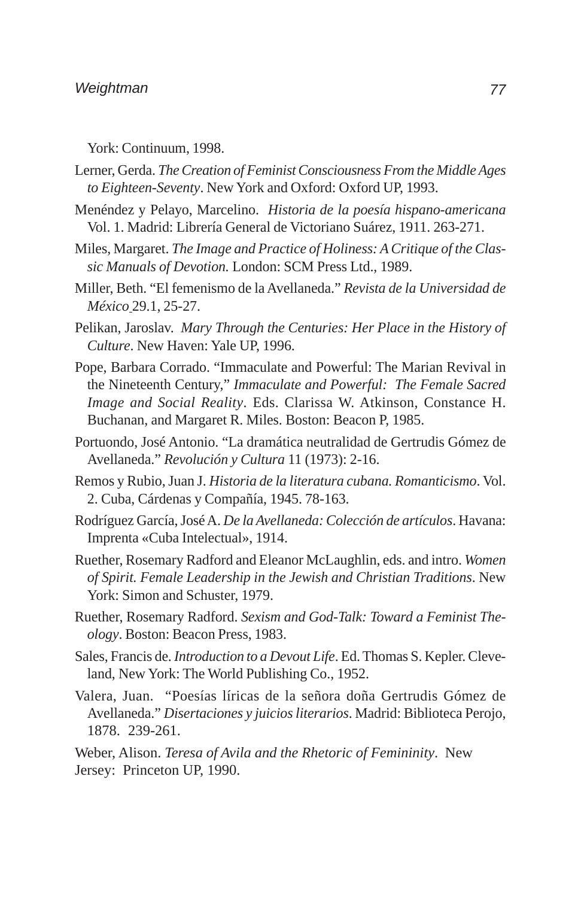York: Continuum, 1998.

Lerner, Gerda. *The Creation of Feminist Consciousness From the Middle Ages to Eighteen-Seventy*. New York and Oxford: Oxford UP, 1993.

Menéndez y Pelayo, Marcelino. *Historia de la poesía hispano-americana* Vol. 1. Madrid: Librería General de Victoriano Suárez, 1911. 263-271.

Miles, Margaret. *The Image and Practice of Holiness: A Critique of the Classic Manuals of Devotion.* London: SCM Press Ltd., 1989.

Miller, Beth. "El femenismo de la Avellaneda." *Revista de la Universidad de México* 29.1, 25-27.

Pelikan, Jaroslav. *Mary Through the Centuries: Her Place in the History of Culture*. New Haven: Yale UP, 1996.

Pope, Barbara Corrado. "Immaculate and Powerful: The Marian Revival in the Nineteenth Century," *Immaculate and Powerful: The Female Sacred Image and Social Reality*. Eds. Clarissa W. Atkinson, Constance H. Buchanan, and Margaret R. Miles. Boston: Beacon P, 1985.

Portuondo, José Antonio. "La dramática neutralidad de Gertrudis Gómez de Avellaneda." *Revolución y Cultura* 11 (1973): 2-16.

Remos y Rubio, Juan J. *Historia de la literatura cubana. Romanticismo*. Vol. 2. Cuba, Cárdenas y Compañía, 1945. 78-163.

Rodríguez García, José A. *De la Avellaneda: Colección de artículos*. Havana: Imprenta «Cuba Intelectual», 1914.

Ruether, Rosemary Radford and Eleanor McLaughlin, eds. and intro. *Women of Spirit. Female Leadership in the Jewish and Christian Traditions*. New York: Simon and Schuster, 1979.

Ruether, Rosemary Radford. *Sexism and God-Talk: Toward a Feminist Theology*. Boston: Beacon Press, 1983.

Sales, Francis de. *Introduction to a Devout Life*. Ed. Thomas S. Kepler. Cleveland, New York: The World Publishing Co., 1952.

Valera, Juan. "Poesías líricas de la señora doña Gertrudis Gómez de Avellaneda." *Disertaciones y juicios literarios*. Madrid: Biblioteca Perojo, 1878. 239-261.

Weber, Alison. *Teresa of Avila and the Rhetoric of Femininity*. New Jersey: Princeton UP, 1990.